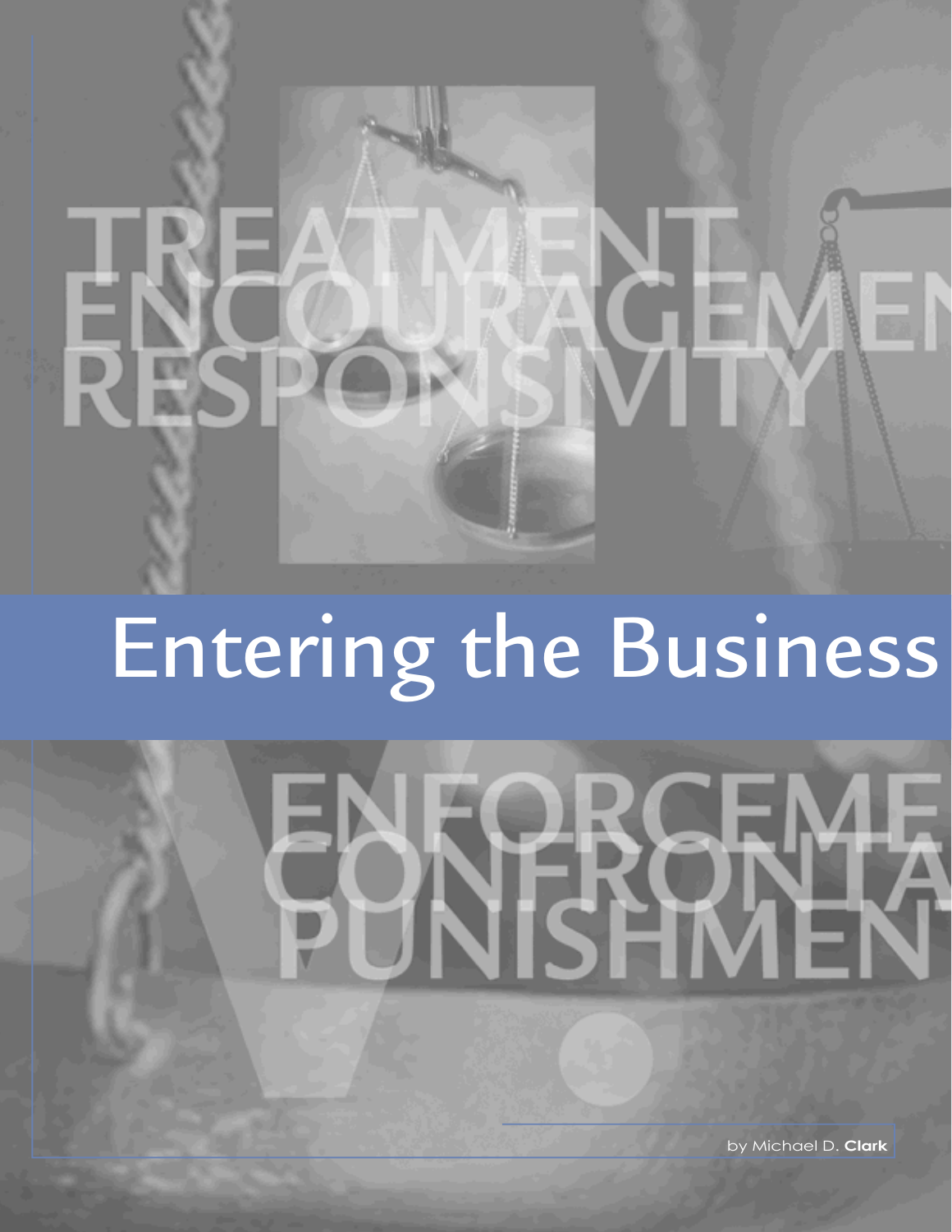TREATMENT
ENCOURAGEMENT
RESPONSIVITY

# Entering the Business

ENFORCEMENT
CONFRONTATION
PUNISHMENT

by Michael D. **Clark**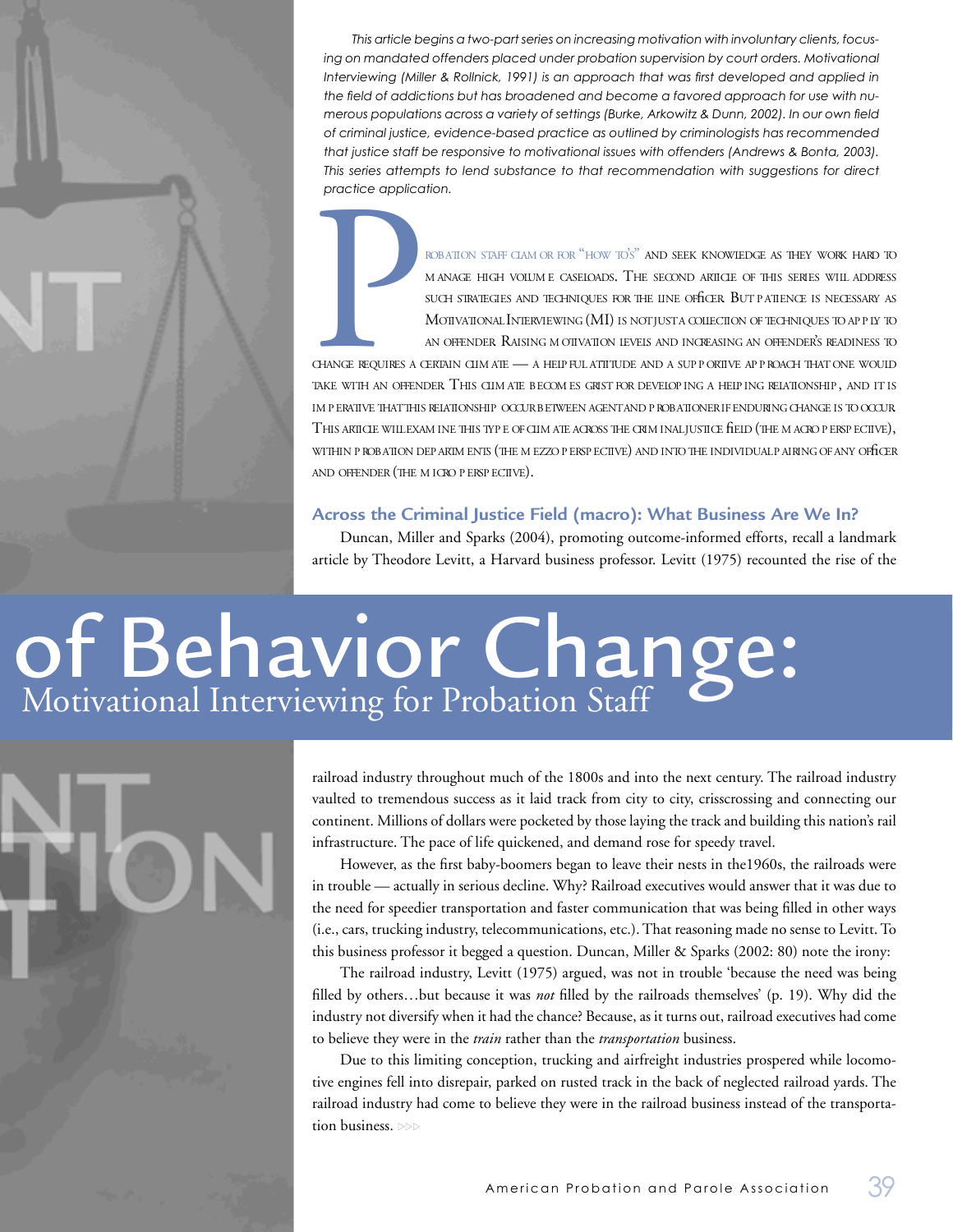*This article begins a two-part series on increasing motivation with involuntary clients, focusing on mandated offenders placed under probation supervision by court orders. Motivational Interviewing (Miller & Rollnick, 1991) is an approach that was first developed and applied in the field of addictions but has broadened and become a favored approach for use with numerous populations across a variety of settings (Burke, Arkowitz & Dunn, 2002). In our own field of criminal justice, evidence-based practice as outlined by criminologists has recommended that justice staff be responsive to motivational issues with offenders (Andrews & Bonta, 2003). This series attempts to lend substance to that recommendation with suggestions for direct practice application.*

Probation staff clamor for "how to's" and seek knowledge as they work hard to manage high volume caseloads. The second article of this series will address such strategies and techniques for the line officer. But patience is necessary as Motivational Interviewing (MI) is not just a collection of techniques to apply to an offender. Raising motivation levels and increasing an offender's readiness to change requires a certain climate — a helpful attitude and a supportive approach that one would take with an offender. This climate becomes grist for developing a helping relationship, and it is imperative that this relationship occur between agent and probationer if enduring change is to occur. This article will examine this type of climate across the criminal justice field (the macro perspective), within probation departments (the mezzo perspective) and into the individual pairing of any officer and offender (the micro perspective).

## Across the Criminal Justice Field (macro): What Business Are We In?

Duncan, Miller and Sparks (2004), promoting outcome-informed efforts, recall a landmark article by Theodore Levitt, a Harvard business professor. Levitt (1975) recounted the rise of the railroad industry throughout much of the 1800s and into the next century. The railroad industry vaulted to tremendous success as it laid track from city to city, crisscrossing and connecting our continent. Millions of dollars were pocketed by those laying the track and building this nation's rail infrastructure. The pace of life quickened, and demand rose for speedy travel.

# of Behavior Change: Motivational Interviewing for Probation Staff

However, as the first baby-boomers began to leave their nests in the1960s, the railroads were in trouble — actually in serious decline. Why? Railroad executives would answer that it was due to the need for speedier transportation and faster communication that was being filled in other ways (i.e., cars, trucking industry, telecommunications, etc.). That reasoning made no sense to Levitt. To this business professor it begged a question. Duncan, Miller & Sparks (2002: 80) note the irony:

The railroad industry, Levitt (1975) argued, was not in trouble 'because the need was being filled by others…but because it was *not* filled by the railroads themselves' (p. 19). Why did the industry not diversify when it had the chance? Because, as it turns out, railroad executives had come to believe they were in the *train* rather than the *transportation* business.

Due to this limiting conception, trucking and airfreight industries prospered while locomotive engines fell into disrepair, parked on rusted track in the back of neglected railroad yards. The railroad industry had come to believe they were in the railroad business instead of the transportation business.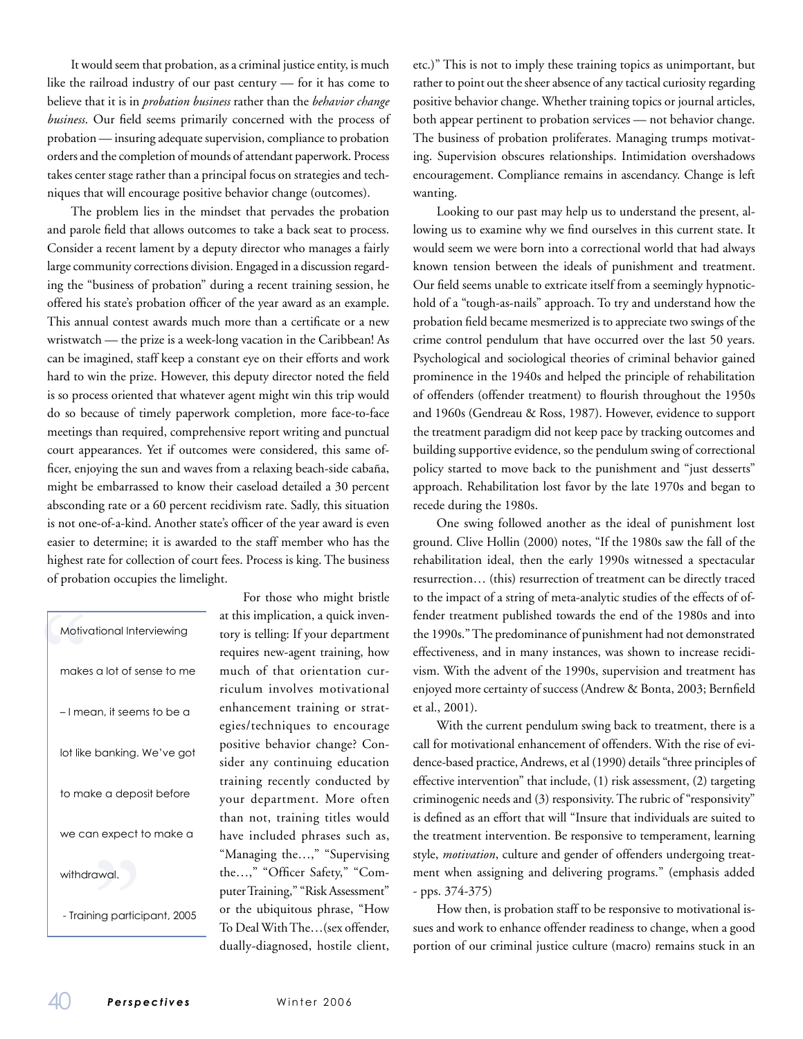It would seem that probation, as a criminal justice entity, is much like the railroad industry of our past century — for it has come to believe that it is in *probation business* rather than the *behavior change business*. Our field seems primarily concerned with the process of probation — insuring adequate supervision, compliance to probation orders and the completion of mounds of attendant paperwork. Process takes center stage rather than a principal focus on strategies and techniques that will encourage positive behavior change (outcomes).

The problem lies in the mindset that pervades the probation and parole field that allows outcomes to take a back seat to process. Consider a recent lament by a deputy director who manages a fairly large community corrections division. Engaged in a discussion regarding the "business of probation" during a recent training session, he offered his state's probation officer of the year award as an example. This annual contest awards much more than a certificate or a new wristwatch — the prize is a week-long vacation in the Caribbean! As can be imagined, staff keep a constant eye on their efforts and work hard to win the prize. However, this deputy director noted the field is so process oriented that whatever agent might win this trip would do so because of timely paperwork completion, more face-to-face meetings than required, comprehensive report writing and punctual court appearances. Yet if outcomes were considered, this same officer, enjoying the sun and waves from a relaxing beach-side cabaña, might be embarrassed to know their caseload detailed a 30 percent absconding rate or a 60 percent recidivism rate. Sadly, this situation is not one-of-a-kind. Another state's officer of the year award is even easier to determine; it is awarded to the staff member who has the highest rate for collection of court fees. Process is king. The business of probation occupies the limelight.

> "Motivational Interviewing makes a lot of sense to me – I mean, it seems to be a lot like banking. We've got to make a deposit before we can expect to make a withdrawal."
>
> - Training participant, 2005

For those who might bristle at this implication, a quick inventory is telling: If your department requires new-agent training, how much of that orientation curriculum involves motivational enhancement training or strategies/techniques to encourage positive behavior change? Consider any continuing education training recently conducted by your department. More often than not, training titles would have included phrases such as, "Managing the…," "Supervising the…," "Officer Safety," "Computer Training," "Risk Assessment" or the ubiquitous phrase, "How To Deal With The…(sex offender, dually-diagnosed, hostile client, etc.)" This is not to imply these training topics as unimportant, but rather to point out the sheer absence of any tactical curiosity regarding positive behavior change. Whether training topics or journal articles, both appear pertinent to probation services — not behavior change. The business of probation proliferates. Managing trumps motivating. Supervision obscures relationships. Intimidation overshadows encouragement. Compliance remains in ascendancy. Change is left wanting.

Looking to our past may help us to understand the present, allowing us to examine why we find ourselves in this current state. It would seem we were born into a correctional world that had always known tension between the ideals of punishment and treatment. Our field seems unable to extricate itself from a seemingly hypnotic-hold of a "tough-as-nails" approach. To try and understand how the probation field became mesmerized is to appreciate two swings of the crime control pendulum that have occurred over the last 50 years. Psychological and sociological theories of criminal behavior gained prominence in the 1940s and helped the principle of rehabilitation of offenders (offender treatment) to flourish throughout the 1950s and 1960s (Gendreau & Ross, 1987). However, evidence to support the treatment paradigm did not keep pace by tracking outcomes and building supportive evidence, so the pendulum swing of correctional policy started to move back to the punishment and "just desserts" approach. Rehabilitation lost favor by the late 1970s and began to recede during the 1980s.

One swing followed another as the ideal of punishment lost ground. Clive Hollin (2000) notes, "If the 1980s saw the fall of the rehabilitation ideal, then the early 1990s witnessed a spectacular resurrection… (this) resurrection of treatment can be directly traced to the impact of a string of meta-analytic studies of the effects of offender treatment published towards the end of the 1980s and into the 1990s." The predominance of punishment had not demonstrated effectiveness, and in many instances, was shown to increase recidivism. With the advent of the 1990s, supervision and treatment has enjoyed more certainty of success (Andrew & Bonta, 2003; Bernfield et al., 2001).

With the current pendulum swing back to treatment, there is a call for motivational enhancement of offenders. With the rise of evidence-based practice, Andrews, et al (1990) details "three principles of effective intervention" that include, (1) risk assessment, (2) targeting criminogenic needs and (3) responsivity. The rubric of "responsivity" is defined as an effort that will "Insure that individuals are suited to the treatment intervention. Be responsive to temperament, learning style, *motivation*, culture and gender of offenders undergoing treatment when assigning and delivering programs." (emphasis added - pps. 374-375)

How then, is probation staff to be responsive to motivational issues and work to enhance offender readiness to change, when a good portion of our criminal justice culture (macro) remains stuck in an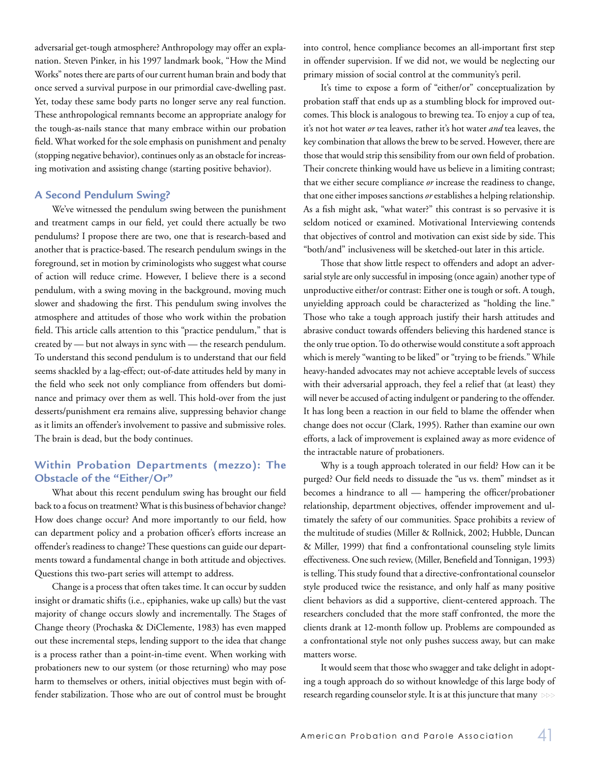adversarial get-tough atmosphere? Anthropology may offer an explanation. Steven Pinker, in his 1997 landmark book, "How the Mind Works" notes there are parts of our current human brain and body that once served a survival purpose in our primordial cave-dwelling past. Yet, today these same body parts no longer serve any real function. These anthropological remnants become an appropriate analogy for the tough-as-nails stance that many embrace within our probation field. What worked for the sole emphasis on punishment and penalty (stopping negative behavior), continues only as an obstacle for increasing motivation and assisting change (starting positive behavior).

### A Second Pendulum Swing?

We've witnessed the pendulum swing between the punishment and treatment camps in our field, yet could there actually be two pendulums? I propose there are two, one that is research-based and another that is practice-based. The research pendulum swings in the foreground, set in motion by criminologists who suggest what course of action will reduce crime. However, I believe there is a second pendulum, with a swing moving in the background, moving much slower and shadowing the first. This pendulum swing involves the atmosphere and attitudes of those who work within the probation field. This article calls attention to this "practice pendulum," that is created by — but not always in sync with — the research pendulum. To understand this second pendulum is to understand that our field seems shackled by a lag-effect; out-of-date attitudes held by many in the field who seek not only compliance from offenders but dominance and primacy over them as well. This hold-over from the just desserts/punishment era remains alive, suppressing behavior change as it limits an offender's involvement to passive and submissive roles. The brain is dead, but the body continues.

### Within Probation Departments (mezzo): The Obstacle of the "Either/Or"

What about this recent pendulum swing has brought our field back to a focus on treatment? What is this business of behavior change? How does change occur? And more importantly to our field, how can department policy and a probation officer's efforts increase an offender's readiness to change? These questions can guide our departments toward a fundamental change in both attitude and objectives. Questions this two-part series will attempt to address.

Change is a process that often takes time. It can occur by sudden insight or dramatic shifts (i.e., epiphanies, wake up calls) but the vast majority of change occurs slowly and incrementally. The Stages of Change theory (Prochaska & DiClemente, 1983) has even mapped out these incremental steps, lending support to the idea that change is a process rather than a point-in-time event. When working with probationers new to our system (or those returning) who may pose harm to themselves or others, initial objectives must begin with offender stabilization. Those who are out of control must be brought into control, hence compliance becomes an all-important first step in offender supervision. If we did not, we would be neglecting our primary mission of social control at the community's peril.

It's time to expose a form of "either/or" conceptualization by probation staff that ends up as a stumbling block for improved outcomes. This block is analogous to brewing tea. To enjoy a cup of tea, it's not hot water *or* tea leaves, rather it's hot water *and* tea leaves, the key combination that allows the brew to be served. However, there are those that would strip this sensibility from our own field of probation. Their concrete thinking would have us believe in a limiting contrast; that we either secure compliance *or* increase the readiness to change, that one either imposes sanctions *or* establishes a helping relationship. As a fish might ask, "what water?" this contrast is so pervasive it is seldom noticed or examined. Motivational Interviewing contends that objectives of control and motivation can exist side by side. This "both/and" inclusiveness will be sketched-out later in this article.

Those that show little respect to offenders and adopt an adversarial style are only successful in imposing (once again) another type of unproductive either/or contrast: Either one is tough or soft. A tough, unyielding approach could be characterized as "holding the line." Those who take a tough approach justify their harsh attitudes and abrasive conduct towards offenders believing this hardened stance is the only true option. To do otherwise would constitute a soft approach which is merely "wanting to be liked" or "trying to be friends." While heavy-handed advocates may not achieve acceptable levels of success with their adversarial approach, they feel a relief that (at least) they will never be accused of acting indulgent or pandering to the offender. It has long been a reaction in our field to blame the offender when change does not occur (Clark, 1995). Rather than examine our own efforts, a lack of improvement is explained away as more evidence of the intractable nature of probationers.

Why is a tough approach tolerated in our field? How can it be purged? Our field needs to dissuade the "us vs. them" mindset as it becomes a hindrance to all — hampering the officer/probationer relationship, department objectives, offender improvement and ultimately the safety of our communities. Space prohibits a review of the multitude of studies (Miller & Rollnick, 2002; Hubble, Duncan & Miller, 1999) that find a confrontational counseling style limits effectiveness. One such review, (Miller, Benefield and Tonnigan, 1993) is telling. This study found that a directive-confrontational counselor style produced twice the resistance, and only half as many positive client behaviors as did a supportive, client-centered approach. The researchers concluded that the more staff confronted, the more the clients drank at 12-month follow up. Problems are compounded as a confrontational style not only pushes success away, but can make matters worse.

It would seem that those who swagger and take delight in adopting a tough approach do so without knowledge of this large body of research regarding counselor style. It is at this juncture that many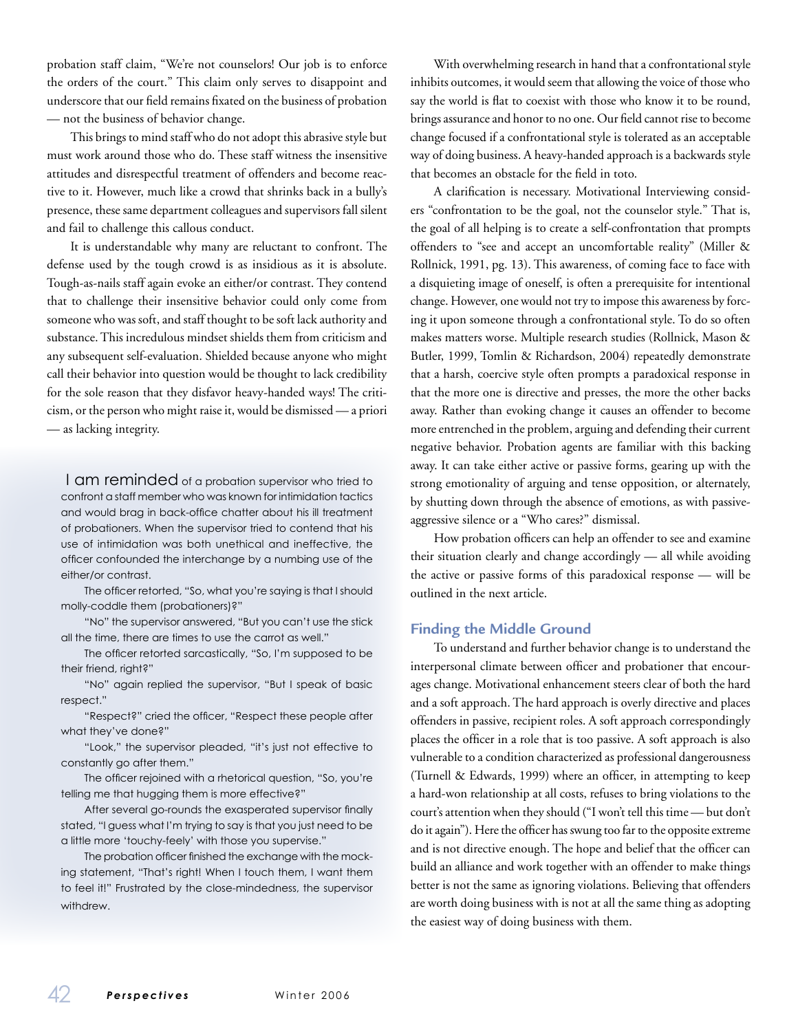probation staff claim, "We're not counselors! Our job is to enforce the orders of the court." This claim only serves to disappoint and underscore that our field remains fixated on the business of probation — not the business of behavior change.

This brings to mind staff who do not adopt this abrasive style but must work around those who do. These staff witness the insensitive attitudes and disrespectful treatment of offenders and become reactive to it. However, much like a crowd that shrinks back in a bully's presence, these same department colleagues and supervisors fall silent and fail to challenge this callous conduct.

It is understandable why many are reluctant to confront. The defense used by the tough crowd is as insidious as it is absolute. Tough-as-nails staff again evoke an either/or contrast. They contend that to challenge their insensitive behavior could only come from someone who was soft, and staff thought to be soft lack authority and substance. This incredulous mindset shields them from criticism and any subsequent self-evaluation. Shielded because anyone who might call their behavior into question would be thought to lack credibility for the sole reason that they disfavor heavy-handed ways! The criticism, or the person who might raise it, would be dismissed — a priori — as lacking integrity.

I am reminded of a probation supervisor who tried to confront a staff member who was known for intimidation tactics and would brag in back-office chatter about his ill treatment of probationers. When the supervisor tried to contend that his use of intimidation was both unethical and ineffective, the officer confounded the interchange by a numbing use of the either/or contrast.

The officer retorted, "So, what you're saying is that I should molly-coddle them (probationers)?"

"No" the supervisor answered, "But you can't use the stick all the time, there are times to use the carrot as well."

The officer retorted sarcastically, "So, I'm supposed to be their friend, right?"

"No" again replied the supervisor, "But I speak of basic respect."

"Respect?" cried the officer, "Respect these people after what they've done?"

"Look," the supervisor pleaded, "it's just not effective to constantly go after them."

The officer rejoined with a rhetorical question, "So, you're telling me that hugging them is more effective?"

After several go-rounds the exasperated supervisor finally stated, "I guess what I'm trying to say is that you just need to be a little more 'touchy-feely' with those you supervise."

The probation officer finished the exchange with the mocking statement, "That's right! When I touch them, I want them to feel it!" Frustrated by the close-mindedness, the supervisor withdrew.

With overwhelming research in hand that a confrontational style inhibits outcomes, it would seem that allowing the voice of those who say the world is flat to coexist with those who know it to be round, brings assurance and honor to no one. Our field cannot rise to become change focused if a confrontational style is tolerated as an acceptable way of doing business. A heavy-handed approach is a backwards style that becomes an obstacle for the field in toto.

A clarification is necessary. Motivational Interviewing considers "confrontation to be the goal, not the counselor style." That is, the goal of all helping is to create a self-confrontation that prompts offenders to "see and accept an uncomfortable reality" (Miller & Rollnick, 1991, pg. 13). This awareness, of coming face to face with a disquieting image of oneself, is often a prerequisite for intentional change. However, one would not try to impose this awareness by forcing it upon someone through a confrontational style. To do so often makes matters worse. Multiple research studies (Rollnick, Mason & Butler, 1999, Tomlin & Richardson, 2004) repeatedly demonstrate that a harsh, coercive style often prompts a paradoxical response in that the more one is directive and presses, the more the other backs away. Rather than evoking change it causes an offender to become more entrenched in the problem, arguing and defending their current negative behavior. Probation agents are familiar with this backing away. It can take either active or passive forms, gearing up with the strong emotionality of arguing and tense opposition, or alternately, by shutting down through the absence of emotions, as with passive-aggressive silence or a "Who cares?" dismissal.

How probation officers can help an offender to see and examine their situation clearly and change accordingly — all while avoiding the active or passive forms of this paradoxical response — will be outlined in the next article.

## Finding the Middle Ground

To understand and further behavior change is to understand the interpersonal climate between officer and probationer that encourages change. Motivational enhancement steers clear of both the hard and a soft approach. The hard approach is overly directive and places offenders in passive, recipient roles. A soft approach correspondingly places the officer in a role that is too passive. A soft approach is also vulnerable to a condition characterized as professional dangerousness (Turnell & Edwards, 1999) where an officer, in attempting to keep a hard-won relationship at all costs, refuses to bring violations to the court's attention when they should ("I won't tell this time — but don't do it again"). Here the officer has swung too far to the opposite extreme and is not directive enough. The hope and belief that the officer can build an alliance and work together with an offender to make things better is not the same as ignoring violations. Believing that offenders are worth doing business with is not at all the same thing as adopting the easiest way of doing business with them.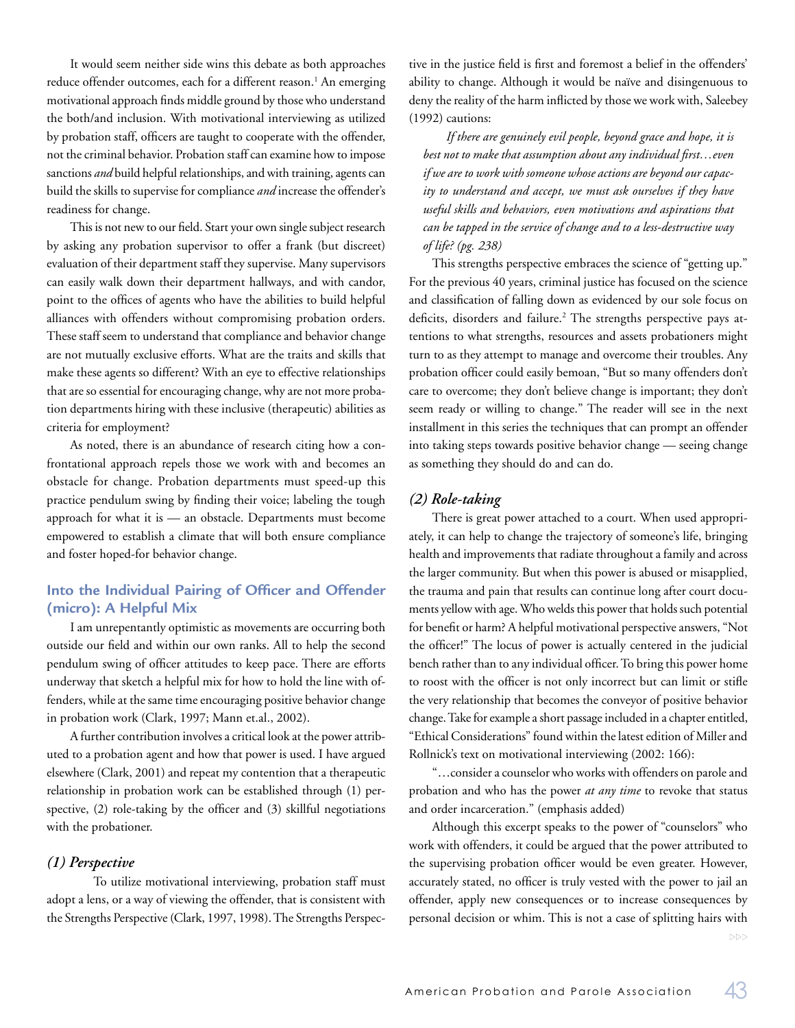It would seem neither side wins this debate as both approaches reduce offender outcomes, each for a different reason.[1] An emerging motivational approach finds middle ground by those who understand the both/and inclusion. With motivational interviewing as utilized by probation staff, officers are taught to cooperate with the offender, not the criminal behavior. Probation staff can examine how to impose sanctions *and* build helpful relationships, and with training, agents can build the skills to supervise for compliance *and* increase the offender's readiness for change.

This is not new to our field. Start your own single subject research by asking any probation supervisor to offer a frank (but discreet) evaluation of their department staff they supervise. Many supervisors can easily walk down their department hallways, and with candor, point to the offices of agents who have the abilities to build helpful alliances with offenders without compromising probation orders. These staff seem to understand that compliance and behavior change are not mutually exclusive efforts. What are the traits and skills that make these agents so different? With an eye to effective relationships that are so essential for encouraging change, why are not more probation departments hiring with these inclusive (therapeutic) abilities as criteria for employment?

As noted, there is an abundance of research citing how a confrontational approach repels those we work with and becomes an obstacle for change. Probation departments must speed-up this practice pendulum swing by finding their voice; labeling the tough approach for what it is — an obstacle. Departments must become empowered to establish a climate that will both ensure compliance and foster hoped-for behavior change.

## Into the Individual Pairing of Officer and Offender (micro): A Helpful Mix

I am unrepentantly optimistic as movements are occurring both outside our field and within our own ranks. All to help the second pendulum swing of officer attitudes to keep pace. There are efforts underway that sketch a helpful mix for how to hold the line with offenders, while at the same time encouraging positive behavior change in probation work (Clark, 1997; Mann et.al., 2002).

A further contribution involves a critical look at the power attributed to a probation agent and how that power is used. I have argued elsewhere (Clark, 2001) and repeat my contention that a therapeutic relationship in probation work can be established through (1) perspective, (2) role-taking by the officer and (3) skillful negotiations with the probationer.

### *(1) Perspective*

To utilize motivational interviewing, probation staff must adopt a lens, or a way of viewing the offender, that is consistent with the Strengths Perspective (Clark, 1997, 1998). The Strengths Perspective in the justice field is first and foremost a belief in the offenders' ability to change. Although it would be naïve and disingenuous to deny the reality of the harm inflicted by those we work with, Saleebey (1992) cautions:

> *If there are genuinely evil people, beyond grace and hope, it is best not to make that assumption about any individual first…even if we are to work with someone whose actions are beyond our capacity to understand and accept, we must ask ourselves if they have useful skills and behaviors, even motivations and aspirations that can be tapped in the service of change and to a less-destructive way of life? (pg. 238)*

This strengths perspective embraces the science of "getting up." For the previous 40 years, criminal justice has focused on the science and classification of falling down as evidenced by our sole focus on deficits, disorders and failure.[2] The strengths perspective pays attentions to what strengths, resources and assets probationers might turn to as they attempt to manage and overcome their troubles. Any probation officer could easily bemoan, "But so many offenders don't care to overcome; they don't believe change is important; they don't seem ready or willing to change." The reader will see in the next installment in this series the techniques that can prompt an offender into taking steps towards positive behavior change — seeing change as something they should do and can do.

### *(2) Role-taking*

There is great power attached to a court. When used appropriately, it can help to change the trajectory of someone's life, bringing health and improvements that radiate throughout a family and across the larger community. But when this power is abused or misapplied, the trauma and pain that results can continue long after court documents yellow with age. Who welds this power that holds such potential for benefit or harm? A helpful motivational perspective answers, "Not the officer!" The locus of power is actually centered in the judicial bench rather than to any individual officer. To bring this power home to roost with the officer is not only incorrect but can limit or stifle the very relationship that becomes the conveyor of positive behavior change. Take for example a short passage included in a chapter entitled, "Ethical Considerations" found within the latest edition of Miller and Rollnick's text on motivational interviewing (2002: 166):

"…consider a counselor who works with offenders on parole and probation and who has the power *at any time* to revoke that status and order incarceration." (emphasis added)

Although this excerpt speaks to the power of "counselors" who work with offenders, it could be argued that the power attributed to the supervising probation officer would be even greater. However, accurately stated, no officer is truly vested with the power to jail an offender, apply new consequences or to increase consequences by personal decision or whim. This is not a case of splitting hairs with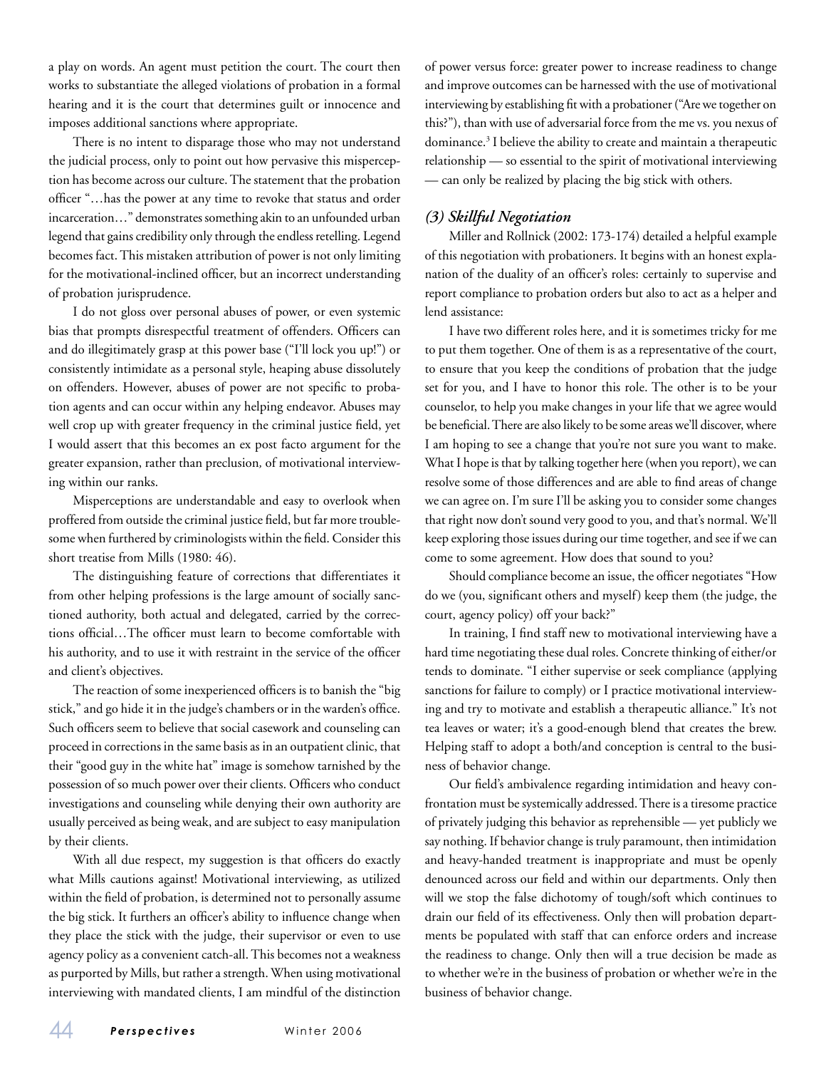a play on words. An agent must petition the court. The court then works to substantiate the alleged violations of probation in a formal hearing and it is the court that determines guilt or innocence and imposes additional sanctions where appropriate.

There is no intent to disparage those who may not understand the judicial process, only to point out how pervasive this misperception has become across our culture. The statement that the probation officer "…has the power at any time to revoke that status and order incarceration…" demonstrates something akin to an unfounded urban legend that gains credibility only through the endless retelling. Legend becomes fact. This mistaken attribution of power is not only limiting for the motivational-inclined officer, but an incorrect understanding of probation jurisprudence.

I do not gloss over personal abuses of power, or even systemic bias that prompts disrespectful treatment of offenders. Officers can and do illegitimately grasp at this power base ("I'll lock you up!") or consistently intimidate as a personal style, heaping abuse dissolutely on offenders. However, abuses of power are not specific to probation agents and can occur within any helping endeavor. Abuses may well crop up with greater frequency in the criminal justice field, yet I would assert that this becomes an ex post facto argument for the greater expansion, rather than preclusion, of motivational interviewing within our ranks.

Misperceptions are understandable and easy to overlook when proffered from outside the criminal justice field, but far more troublesome when furthered by criminologists within the field. Consider this short treatise from Mills (1980: 46).

The distinguishing feature of corrections that differentiates it from other helping professions is the large amount of socially sanctioned authority, both actual and delegated, carried by the corrections official…The officer must learn to become comfortable with his authority, and to use it with restraint in the service of the officer and client's objectives.

The reaction of some inexperienced officers is to banish the "big stick," and go hide it in the judge's chambers or in the warden's office. Such officers seem to believe that social casework and counseling can proceed in corrections in the same basis as in an outpatient clinic, that their "good guy in the white hat" image is somehow tarnished by the possession of so much power over their clients. Officers who conduct investigations and counseling while denying their own authority are usually perceived as being weak, and are subject to easy manipulation by their clients.

With all due respect, my suggestion is that officers do exactly what Mills cautions against! Motivational interviewing, as utilized within the field of probation, is determined not to personally assume the big stick. It furthers an officer's ability to influence change when they place the stick with the judge, their supervisor or even to use agency policy as a convenient catch-all. This becomes not a weakness as purported by Mills, but rather a strength. When using motivational interviewing with mandated clients, I am mindful of the distinction of power versus force: greater power to increase readiness to change and improve outcomes can be harnessed with the use of motivational interviewing by establishing fit with a probationer ("Are we together on this?"), than with use of adversarial force from the me vs. you nexus of dominance.[3] I believe the ability to create and maintain a therapeutic relationship — so essential to the spirit of motivational interviewing — can only be realized by placing the big stick with others.

### *(3) Skillful Negotiation*

Miller and Rollnick (2002: 173-174) detailed a helpful example of this negotiation with probationers. It begins with an honest explanation of the duality of an officer's roles: certainly to supervise and report compliance to probation orders but also to act as a helper and lend assistance:

I have two different roles here, and it is sometimes tricky for me to put them together. One of them is as a representative of the court, to ensure that you keep the conditions of probation that the judge set for you, and I have to honor this role. The other is to be your counselor, to help you make changes in your life that we agree would be beneficial. There are also likely to be some areas we'll discover, where I am hoping to see a change that you're not sure you want to make. What I hope is that by talking together here (when you report), we can resolve some of those differences and are able to find areas of change we can agree on. I'm sure I'll be asking you to consider some changes that right now don't sound very good to you, and that's normal. We'll keep exploring those issues during our time together, and see if we can come to some agreement. How does that sound to you?

Should compliance become an issue, the officer negotiates "How do we (you, significant others and myself) keep them (the judge, the court, agency policy) off your back?"

In training, I find staff new to motivational interviewing have a hard time negotiating these dual roles. Concrete thinking of either/or tends to dominate. "I either supervise or seek compliance (applying sanctions for failure to comply) or I practice motivational interviewing and try to motivate and establish a therapeutic alliance." It's not tea leaves or water; it's a good-enough blend that creates the brew. Helping staff to adopt a both/and conception is central to the business of behavior change.

Our field's ambivalence regarding intimidation and heavy confrontation must be systemically addressed. There is a tiresome practice of privately judging this behavior as reprehensible — yet publicly we say nothing. If behavior change is truly paramount, then intimidation and heavy-handed treatment is inappropriate and must be openly denounced across our field and within our departments. Only then will we stop the false dichotomy of tough/soft which continues to drain our field of its effectiveness. Only then will probation departments be populated with staff that can enforce orders and increase the readiness to change. Only then will a true decision be made as to whether we're in the business of probation or whether we're in the business of behavior change.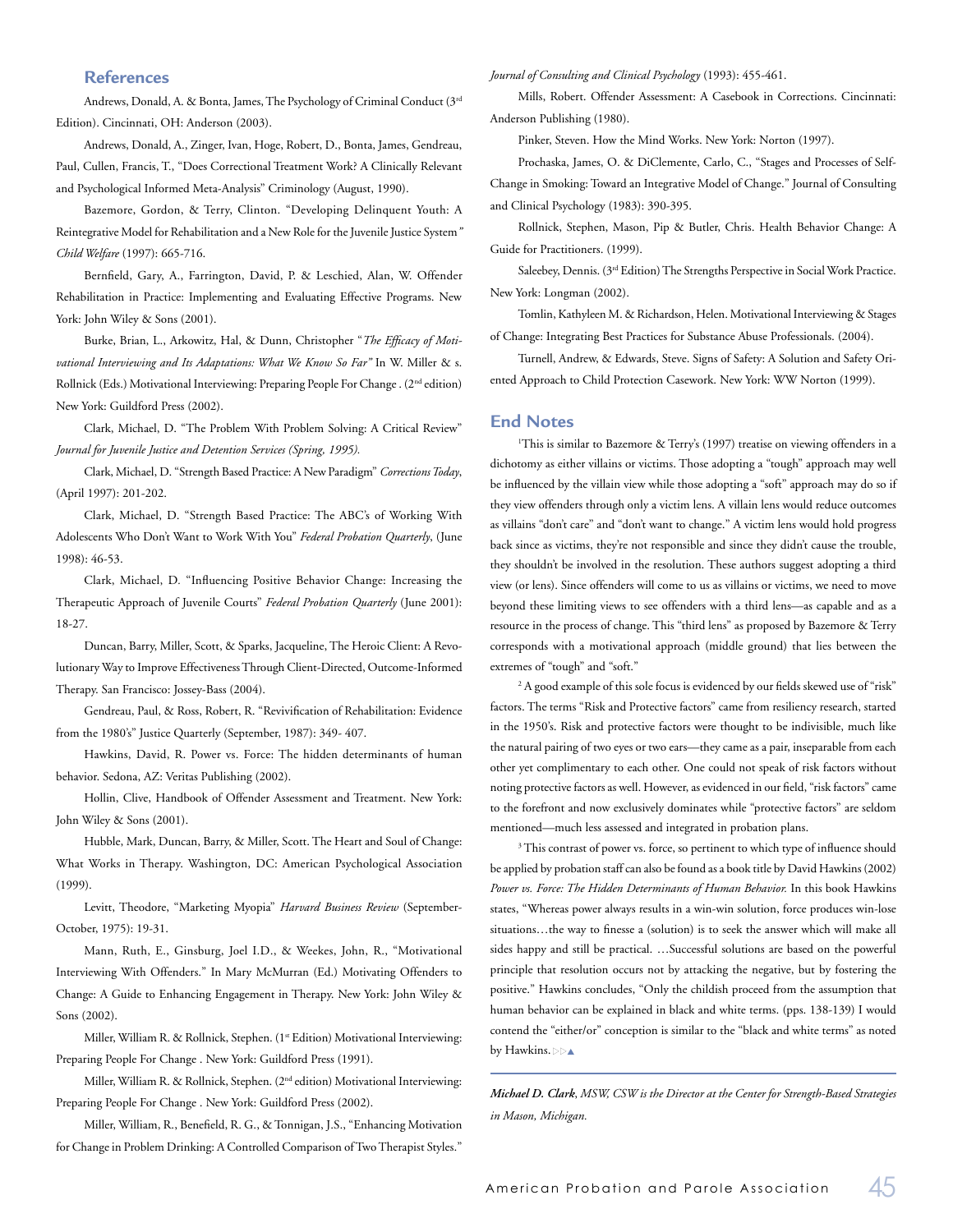## References

Andrews, Donald, A. & Bonta, James, The Psychology of Criminal Conduct (3rd Edition). Cincinnati, OH: Anderson (2003).

Andrews, Donald, A., Zinger, Ivan, Hoge, Robert, D., Bonta, James, Gendreau, Paul, Cullen, Francis, T., "Does Correctional Treatment Work? A Clinically Relevant and Psychological Informed Meta-Analysis" Criminology (August, 1990).

Bazemore, Gordon, & Terry, Clinton. "Developing Delinquent Youth: A Reintegrative Model for Rehabilitation and a New Role for the Juvenile Justice System" *Child Welfare* (1997): 665-716.

Bernfield, Gary, A., Farrington, David, P. & Leschied, Alan, W. Offender Rehabilitation in Practice: Implementing and Evaluating Effective Programs. New York: John Wiley & Sons (2001).

Burke, Brian, L., Arkowitz, Hal, & Dunn, Christopher "*The Efficacy of Motivational Interviewing and Its Adaptations: What We Know So Far*" In W. Miller & s. Rollnick (Eds.) Motivational Interviewing: Preparing People For Change . (2nd edition) New York: Guildford Press (2002).

Clark, Michael, D. "The Problem With Problem Solving: A Critical Review" *Journal for Juvenile Justice and Detention Services (Spring, 1995).*

Clark, Michael, D. "Strength Based Practice: A New Paradigm" *Corrections Today*, (April 1997): 201-202.

Clark, Michael, D. "Strength Based Practice: The ABC's of Working With Adolescents Who Don't Want to Work With You" *Federal Probation Quarterly*, (June 1998): 46-53.

Clark, Michael, D. "Influencing Positive Behavior Change: Increasing the Therapeutic Approach of Juvenile Courts" *Federal Probation Quarterly* (June 2001): 18-27.

Duncan, Barry, Miller, Scott, & Sparks, Jacqueline, The Heroic Client: A Revolutionary Way to Improve Effectiveness Through Client-Directed, Outcome-Informed Therapy. San Francisco: Jossey-Bass (2004).

Gendreau, Paul, & Ross, Robert, R. "Revivification of Rehabilitation: Evidence from the 1980's" Justice Quarterly (September, 1987): 349- 407.

Hawkins, David, R. Power vs. Force: The hidden determinants of human behavior. Sedona, AZ: Veritas Publishing (2002).

Hollin, Clive, Handbook of Offender Assessment and Treatment. New York: John Wiley & Sons (2001).

Hubble, Mark, Duncan, Barry, & Miller, Scott. The Heart and Soul of Change: What Works in Therapy. Washington, DC: American Psychological Association (1999).

Levitt, Theodore, "Marketing Myopia" *Harvard Business Review* (September-October, 1975): 19-31.

Mann, Ruth, E., Ginsburg, Joel I.D., & Weekes, John, R., "Motivational Interviewing With Offenders." In Mary McMurran (Ed.) Motivating Offenders to Change: A Guide to Enhancing Engagement in Therapy. New York: John Wiley & Sons (2002).

Miller, William R. & Rollnick, Stephen. (1st Edition) Motivational Interviewing: Preparing People For Change . New York: Guildford Press (1991).

Miller, William R. & Rollnick, Stephen. (2nd edition) Motivational Interviewing: Preparing People For Change . New York: Guildford Press (2002).

Miller, William, R., Benefield, R. G., & Tonnigan, J.S., "Enhancing Motivation for Change in Problem Drinking: A Controlled Comparison of Two Therapist Styles." *Journal of Consulting and Clinical Psychology* (1993): 455-461.

Mills, Robert. Offender Assessment: A Casebook in Corrections. Cincinnati: Anderson Publishing (1980).

Pinker, Steven. How the Mind Works. New York: Norton (1997).

Prochaska, James, O. & DiClemente, Carlo, C., "Stages and Processes of Self-Change in Smoking: Toward an Integrative Model of Change." Journal of Consulting and Clinical Psychology (1983): 390-395.

Rollnick, Stephen, Mason, Pip & Butler, Chris. Health Behavior Change: A Guide for Practitioners. (1999).

Saleebey, Dennis. (3rd Edition) The Strengths Perspective in Social Work Practice. New York: Longman (2002).

Tomlin, Kathyleen M. & Richardson, Helen. Motivational Interviewing & Stages of Change: Integrating Best Practices for Substance Abuse Professionals. (2004).

Turnell, Andrew, & Edwards, Steve. Signs of Safety: A Solution and Safety Oriented Approach to Child Protection Casework. New York: WW Norton (1999).

## End Notes

[1] This is similar to Bazemore & Terry's (1997) treatise on viewing offenders in a dichotomy as either villains or victims. Those adopting a "tough" approach may well be influenced by the villain view while those adopting a "soft" approach may do so if they view offenders through only a victim lens. A villain lens would reduce outcomes as villains "don't care" and "don't want to change." A victim lens would hold progress back since as victims, they're not responsible and since they didn't cause the trouble, they shouldn't be involved in the resolution. These authors suggest adopting a third view (or lens). Since offenders will come to us as villains or victims, we need to move beyond these limiting views to see offenders with a third lens—as capable and as a resource in the process of change. This "third lens" as proposed by Bazemore & Terry corresponds with a motivational approach (middle ground) that lies between the extremes of "tough" and "soft."

[2] A good example of this sole focus is evidenced by our fields skewed use of "risk" factors. The terms "Risk and Protective factors" came from resiliency research, started in the 1950's. Risk and protective factors were thought to be indivisible, much like the natural pairing of two eyes or two ears—they came as a pair, inseparable from each other yet complimentary to each other. One could not speak of risk factors without noting protective factors as well. However, as evidenced in our field, "risk factors" came to the forefront and now exclusively dominates while "protective factors" are seldom mentioned—much less assessed and integrated in probation plans.

[3] This contrast of power vs. force, so pertinent to which type of influence should be applied by probation staff can also be found as a book title by David Hawkins (2002) *Power vs. Force: The Hidden Determinants of Human Behavior.* In this book Hawkins states, "Whereas power always results in a win-win solution, force produces win-lose situations…the way to finesse a (solution) is to seek the answer which will make all sides happy and still be practical. …Successful solutions are based on the powerful principle that resolution occurs not by attacking the negative, but by fostering the positive." Hawkins concludes, "Only the childish proceed from the assumption that human behavior can be explained in black and white terms. (pps. 138-139) I would contend the "either/or" conception is similar to the "black and white terms" as noted by Hawkins.

***Michael D. Clark**, MSW, CSW is the Director at the Center for Strength-Based Strategies in Mason, Michigan.*